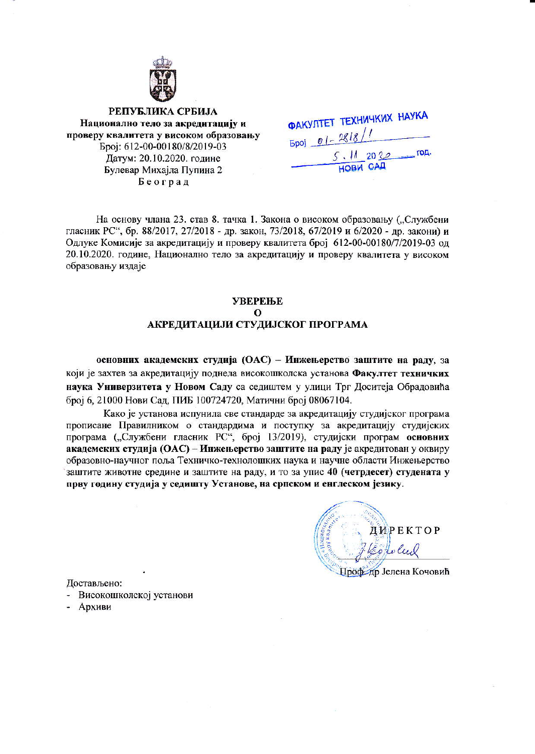**РЕПУБЛИКА СРБИЈА**
**Национално тело за акредитацију и проверу квалитета у високом образовању**
Број: 612-00-00180/8/2019-03
Датум: 20.10.2020. године
Булевар Михајла Пупина 2
Београд

ФАКУЛТЕТ ТЕХНИЧКИХ НАУКА
Број 01-2818/1
5. 11. 2020. год.
НОВИ САД

На основу члана 23. став 8. тачка 1. Закона о високом образовању („Службени гласник РС", бр. 88/2017, 27/2018 - др. закон, 73/2018, 67/2019 и 6/2020 - др. закони) и Одлуке Комисије за акредитацију и проверу квалитета број 612-00-00180/7/2019-03 од 20.10.2020. године, Национално тело за акредитацију и проверу квалитета у високом образовању издаје

**УВЕРЕЊЕ**
**О**
**АКРЕДИТАЦИЈИ СТУДИЈСКОГ ПРОГРАМА**

**основних академских студија (ОАС) – Инжењерство заштите на раду**, за који је захтев за акредитацију поднела високошколска установа **Факултет техничких наука Универзитета у Новом Саду** са седиштем у улици Трг Доситеја Обрадовића број 6, 21000 Нови Сад, ПИБ 100724720, Матични број 08067104.

Како је установа испунила све стандарде за акредитацију студијског програма прописане Правилником о стандардима и поступку за акредитацију студијских програма („Службени гласник РС", број 13/2019), студијски програм **основних академских студија (ОАС) – Инжењерство заштите на раду** је акредитован у оквиру образовно-научног поља Техничко-технолошких наука и научне области Инжењерство заштите животне средине и заштите на раду, и то за упис **40 (четрдесет) студената у прву годину студија у седишту Установе, на српском и енглеском језику**.

ДИРЕКТОР

Проф. др Јелена Кочовић

Достављено:
- Високошколској установи
- Архиви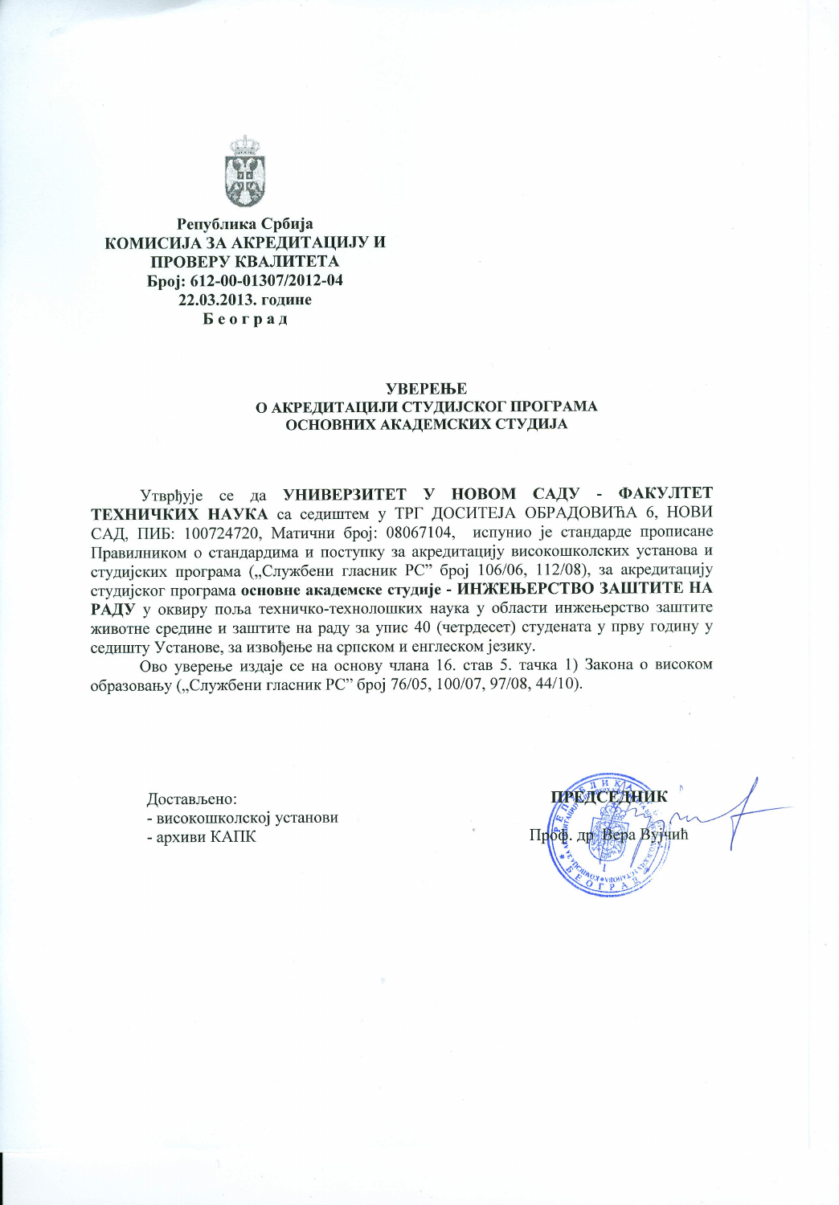**Република Србија**
**КОМИСИЈА ЗА АКРЕДИТАЦИЈУ И ПРОВЕРУ КВАЛИТЕТА**
**Број: 612-00-01307/2012-04**
**22.03.2013. године**
**Б е о г р а д**

## УВЕРЕЊЕ
## О АКРЕДИТАЦИЈИ СТУДИЈСКОГ ПРОГРАМА ОСНОВНИХ АКАДЕМСКИХ СТУДИЈА

Утврђује се да **УНИВЕРЗИТЕТ У НОВОМ САДУ - ФАКУЛТЕТ ТЕХНИЧКИХ НАУКА** са седиштем у ТРГ ДОСИТЕЈА ОБРАДОВИЋА 6, НОВИ САД, ПИБ: 100724720, Матични број: 08067104, испунио је стандарде прописане Правилником о стандардима и поступку за акредитацију високошколских установа и студијских програма („Службени гласник РС" број 106/06, 112/08), за акредитацију студијског програма **основне академске студије - ИНЖЕЊЕРСТВО ЗАШТИТЕ НА РАДУ** у оквиру поља техничко-технолошких наука у области инжењерство заштите животне средине и заштите на раду за упис 40 (четрдесет) студената у прву годину у седишту Установе, за извођење на српском и енглеском језику.

Ово уверење издаје се на основу члана 16. став 5. тачка 1) Закона о високом образовању („Службени гласник РС" број 76/05, 100/07, 97/08, 44/10).

Достављено:
- високошколској установи
- архиви КАПК

**ПРЕДСЕДНИК**
Проф. др Вера Вујчић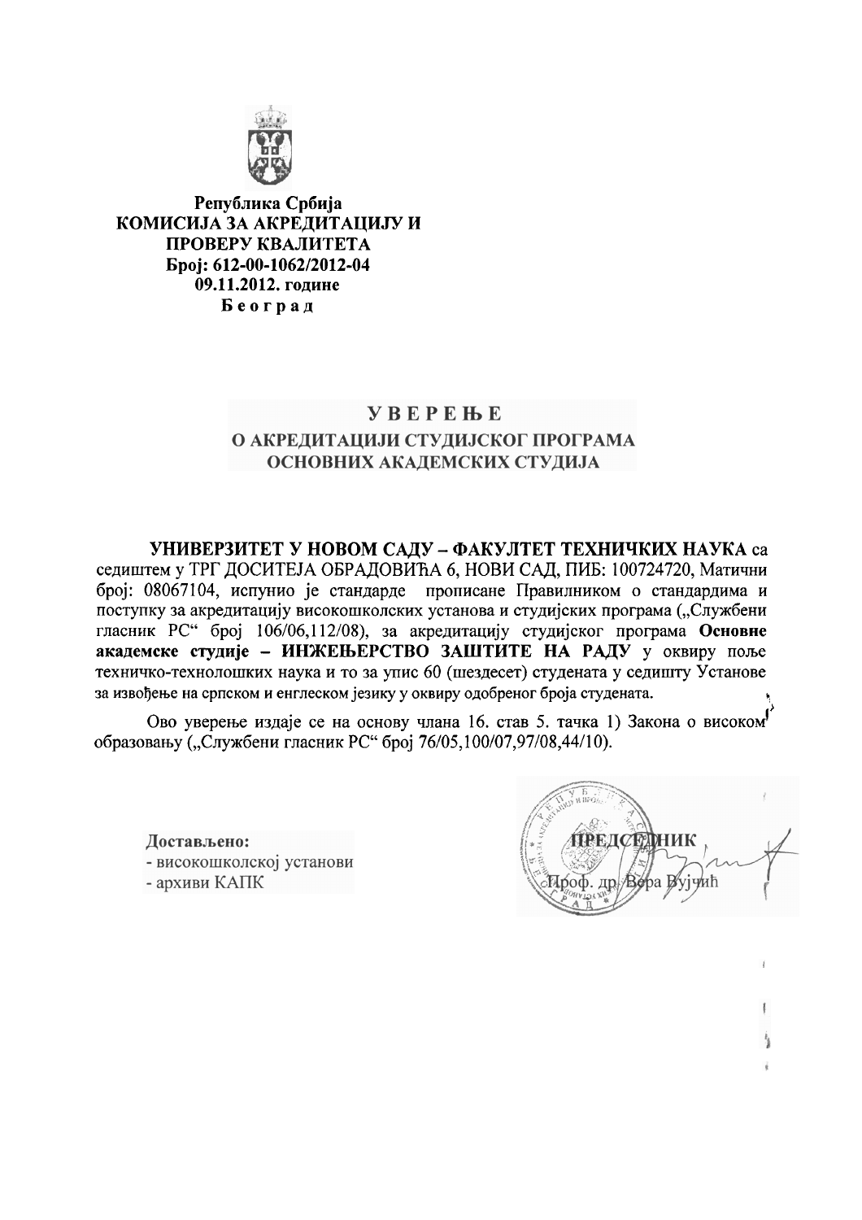Република Србија
**КОМИСИЈА ЗА АКРЕДИТАЦИЈУ И ПРОВЕРУ КВАЛИТЕТА**
**Број: 612-00-1062/2012-04**
**09.11.2012. године**
**Б е о г р а д**

# У В Е Р Е Њ Е
## О АКРЕДИТАЦИЈИ СТУДИЈСКОГ ПРОГРАМА ОСНОВНИХ АКАДЕМСКИХ СТУДИЈА

**УНИВЕРЗИТЕТ У НОВОМ САДУ – ФАКУЛТЕТ ТЕХНИЧКИХ НАУКА** са седиштем у ТРГ ДОСИТЕЈА ОБРАДОВИЋА 6, НОВИ САД, ПИБ: 100724720, Матични број: 08067104, испунио је стандарде прописане Правилником о стандардима и поступку за акредитацију високошколских установа и студијских програма („Службени гласник РС" број 106/06,112/08), за акредитацију студијског програма **Основне академске студије – ИНЖЕЊЕРСТВО ЗАШТИТЕ НА РАДУ** у оквиру поље техничко-технолошких наука и то за упис 60 (шездесет) студената у седишту Установе за извођење на српском и енглеском језику у оквиру одобреног броја студената.

Ово уверење издаје се на основу члана 16. став 5. тачка 1) Закона о високом образовању („Службени гласник РС" број 76/05,100/07,97/08,44/10).

**Достављено:**
- високошколској установи
- архиви КАПК

**ПРЕДСЕДНИК**
Проф. др Вера Вујчић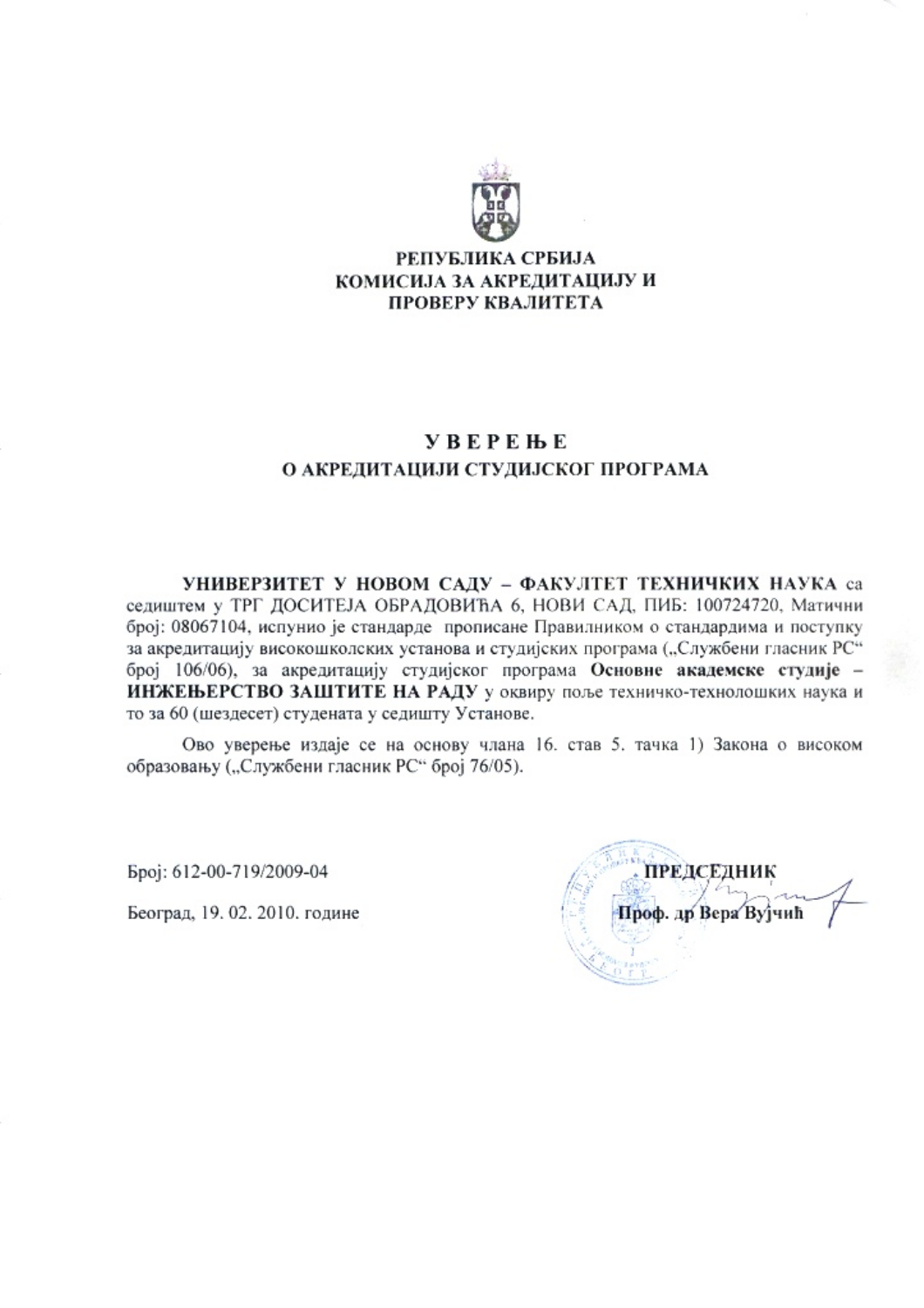**РЕПУБЛИКА СРБИЈА**
**КОМИСИЈА ЗА АКРЕДИТАЦИЈУ И ПРОВЕРУ КВАЛИТЕТА**

# УВЕРЕЊЕ
## О АКРЕДИТАЦИЈИ СТУДИЈСКОГ ПРОГРАМА

**УНИВЕРЗИТЕТ У НОВОМ САДУ – ФАКУЛТЕТ ТЕХНИЧКИХ НАУКА** са седиштем у ТРГ ДОСИТЕЈА ОБРАДОВИЋА 6, НОВИ САД, ПИБ: 100724720, Матични број: 08067104, испунио је стандарде прописане Правилником о стандардима и поступку за акредитацију високошколских установа и студијских програма („Службени гласник РС" број 106/06), за акредитацију студијског програма **Основне академске студије – ИНЖЕЊЕРСТВО ЗАШТИТЕ НА РАДУ** у оквиру поље техничко-технолошких наука и то за 60 (шездесет) студената у седишту Установе.

Ово уверење издаје се на основу члана 16. став 5. тачка 1) Закона о високом образовању („Службени гласник РС" број 76/05).

Број: 612-00-719/2009-04

Београд, 19. 02. 2010. године

**ПРЕДСЕДНИК**
**Проф. др Вера Вујчић**